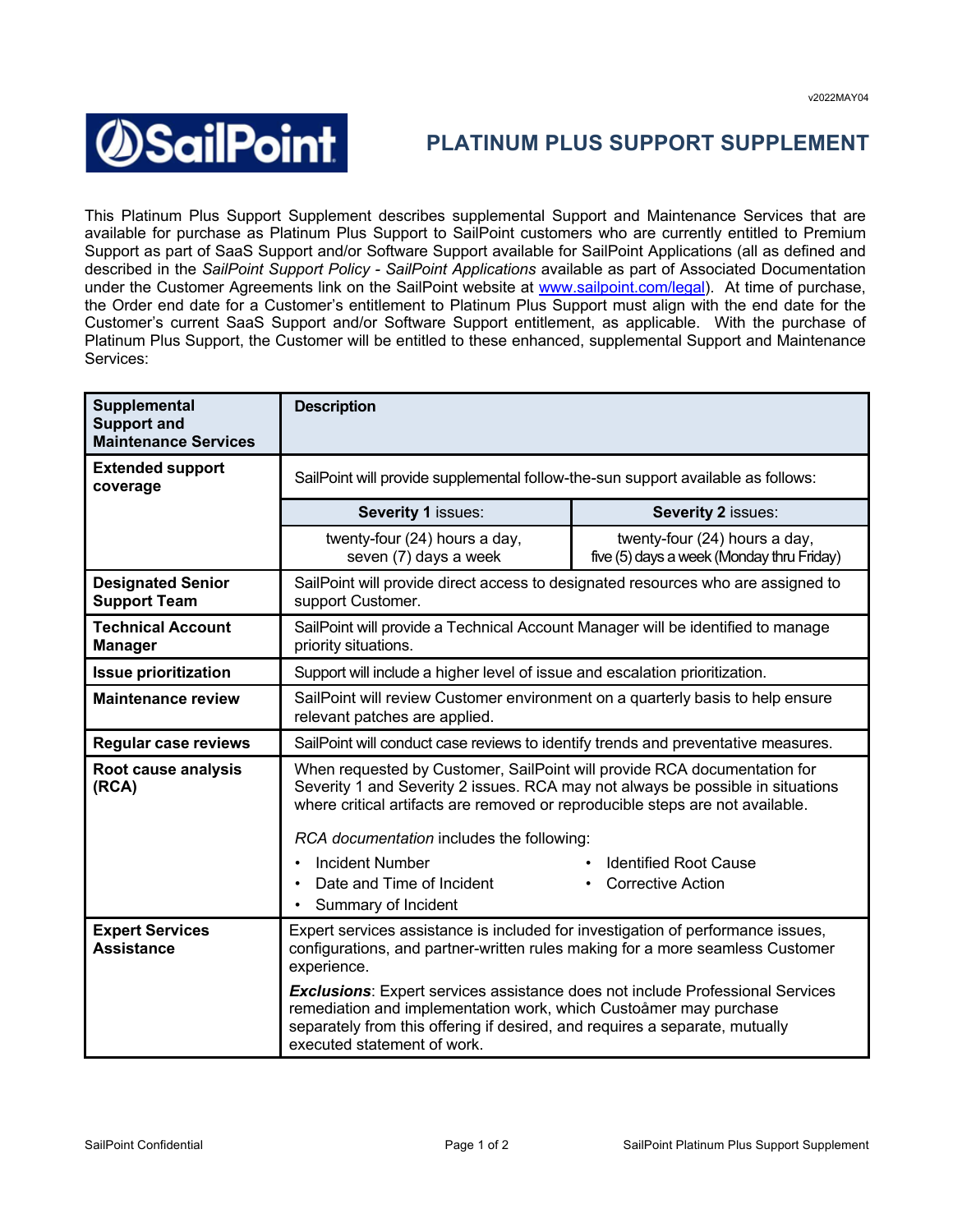v2022MAY04

# PLATINUM PLUS SUPPORT SUPPLEMENT

This Platinum Plus Support Supplement describes supplemental Support and Maintenance Services that are available for purchase as Platinum Plus Support to SailPoint customers who are currently entitled to Premium Support as part of SaaS Support and/or Software Support available for SailPoint Applications (all as defined and described in the *SailPoint Support Policy - SailPoint Applications* available as part of Associated Documentation under the Customer Agreements link on the SailPoint website at www.sailpoint.com/legal). At time of purchase, the Order end date for a Customer's entitlement to Platinum Plus Support must align with the end date for the Customer's current SaaS Support and/or Software Support entitlement, as applicable. With the purchase of Platinum Plus Support, the Customer will be entitled to these enhanced, supplemental Support and Maintenance Services:

| Supplemental Support and Maintenance Services | Description | |
|---|---|---|
| **Extended support coverage** | SailPoint will provide supplemental follow-the-sun support available as follows: | |
| | **Severity 1** issues: | **Severity 2** issues: |
| | twenty-four (24) hours a day, seven (7) days a week | twenty-four (24) hours a day, five (5) days a week (Monday thru Friday) |
| **Designated Senior Support Team** | SailPoint will provide direct access to designated resources who are assigned to support Customer. | |
| **Technical Account Manager** | SailPoint will provide a Technical Account Manager will be identified to manage priority situations. | |
| **Issue prioritization** | Support will include a higher level of issue and escalation prioritization. | |
| **Maintenance review** | SailPoint will review Customer environment on a quarterly basis to help ensure relevant patches are applied. | |
| **Regular case reviews** | SailPoint will conduct case reviews to identify trends and preventative measures. | |
| **Root cause analysis (RCA)** | When requested by Customer, SailPoint will provide RCA documentation for Severity 1 and Severity 2 issues. RCA may not always be possible in situations where critical artifacts are removed or reproducible steps are not available.<br><br>*RCA documentation* includes the following:<br>• Incident Number<br>• Date and Time of Incident<br>• Summary of Incident<br>• Identified Root Cause<br>• Corrective Action | |
| **Expert Services Assistance** | Expert services assistance is included for investigation of performance issues, configurations, and partner-written rules making for a more seamless Customer experience.<br><br>***Exclusions***: Expert services assistance does not include Professional Services remediation and implementation work, which Custoåmer may purchase separately from this offering if desired, and requires a separate, mutually executed statement of work. | |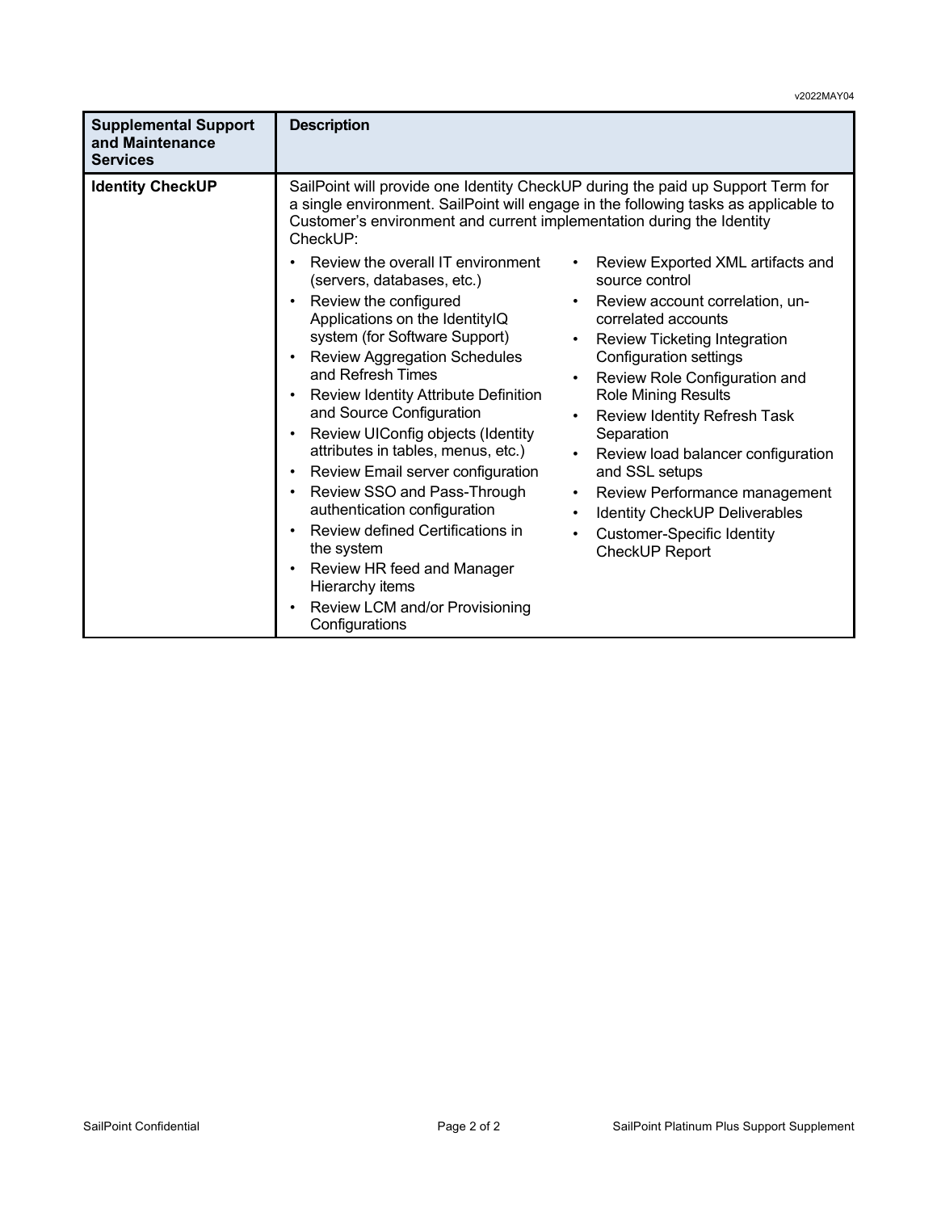| Supplemental Support and Maintenance Services | Description |
|---|---|
| **Identity CheckUP** | SailPoint will provide one Identity CheckUP during the paid up Support Term for a single environment. SailPoint will engage in the following tasks as applicable to Customer's environment and current implementation during the Identity CheckUP:<br>• Review the overall IT environment (servers, databases, etc.)<br>• Review the configured Applications on the IdentityIQ system (for Software Support)<br>• Review Aggregation Schedules and Refresh Times<br>• Review Identity Attribute Definition and Source Configuration<br>• Review UIConfig objects (Identity attributes in tables, menus, etc.)<br>• Review Email server configuration<br>• Review SSO and Pass-Through authentication configuration<br>• Review defined Certifications in the system<br>• Review HR feed and Manager Hierarchy items<br>• Review LCM and/or Provisioning Configurations<br>• Review Exported XML artifacts and source control<br>• Review account correlation, un-correlated accounts<br>• Review Ticketing Integration Configuration settings<br>• Review Role Configuration and Role Mining Results<br>• Review Identity Refresh Task Separation<br>• Review load balancer configuration and SSL setups<br>• Review Performance management<br>• Identity CheckUP Deliverables<br>• Customer-Specific Identity CheckUP Report |